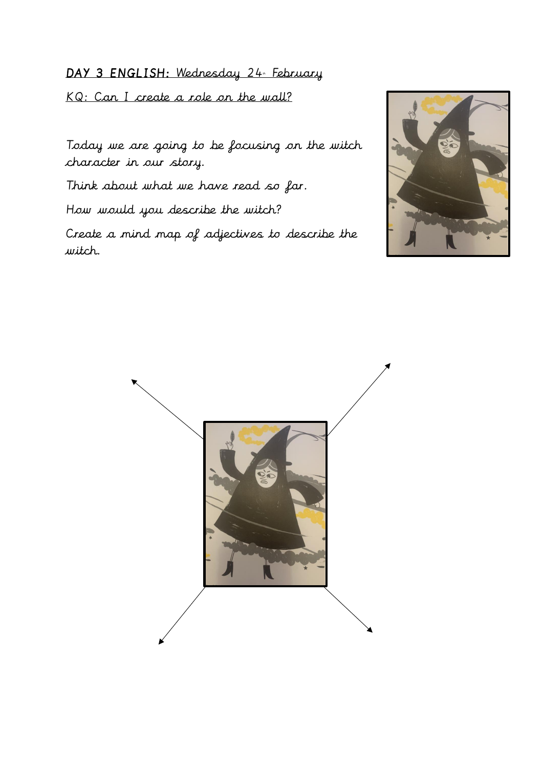**DAY 3 ENGLISH:** Wednesday 24th February

KQ: Can I create a role on the wall?

Today we are going to be focusing on the witch character in our story.

Think about what we have read so far.

How would you describe the witch?

Create a mind map of adjectives to describe the witch.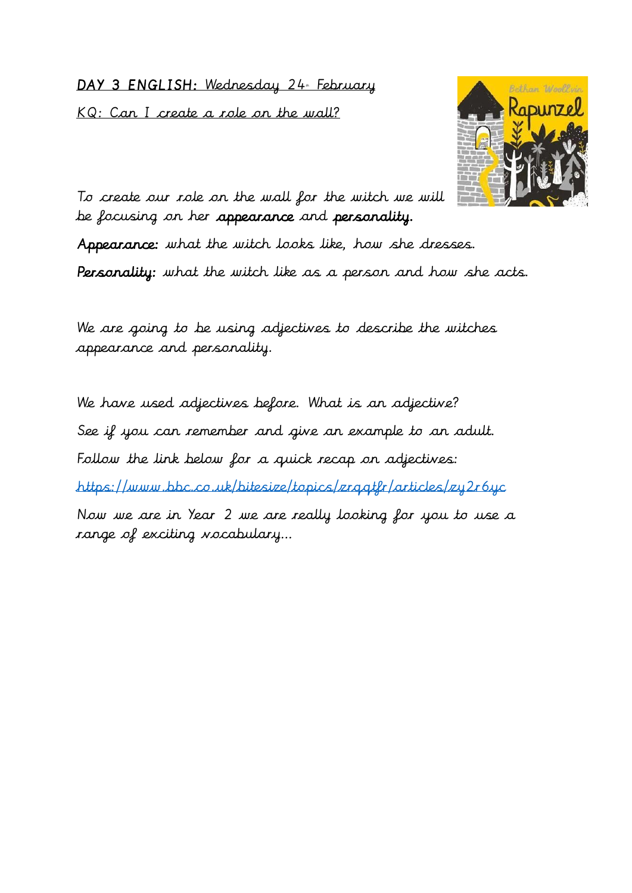**DAY 3 ENGLISH:** Wednesday 24th February

KQ: Can I create a role on the wall?

To create our role on the wall for the witch we will be focusing on her **appearance** and **personality.**

**Appearance:** what the witch looks like, how she dresses.

**Personality:** what the witch like as a person and how she acts.

We are going to be using adjectives to describe the witches appearance and personality.

We have used adjectives before. What is an adjective?

See if you can remember and give an example to an adult.

Follow the link below for a quick recap on adjectives:

https://www.bbc.co.uk/bitesize/topics/zrqqtfr/articles/zy2r6yc

Now we are in Year 2 we are really looking for you to use a range of exciting vocabulary…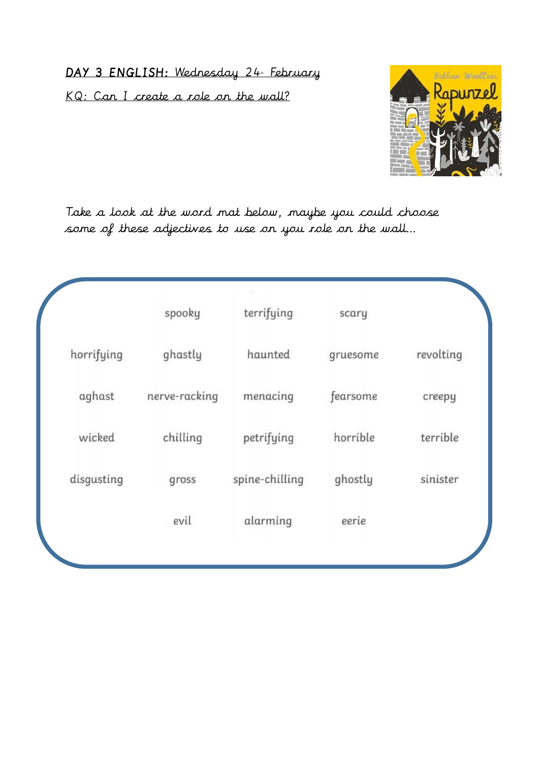**DAY 3 ENGLISH:** Wednesday 24th February

KQ: Can I create a role on the wall?

Take a look at the word mat below, maybe you could choose some of these adjectives to use on you role on the wall...

| | | | | |
|---|---|---|---|---|
| | spooky | terrifying | scary | |
| horrifying | ghastly | haunted | gruesome | revolting |
| aghast | nerve-racking | menacing | fearsome | creepy |
| wicked | chilling | petrifying | horrible | terrible |
| disgusting | gross | spine-chilling | ghostly | sinister |
| | evil | alarming | eerie | |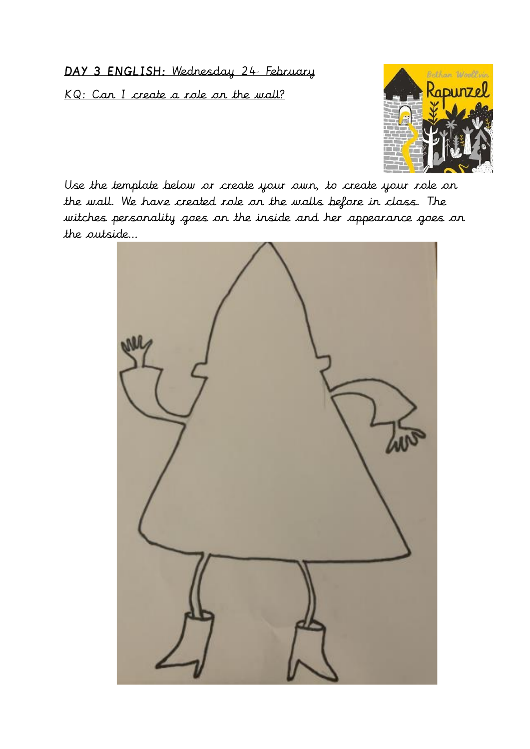**DAY 3 ENGLISH:** Wednesday 24th February

KQ: Can I create a role on the wall?

Use the template below or create your own, to create your role on the wall. We have created role on the walls before in class. The witches personality goes on the inside and her appearance goes on the outside...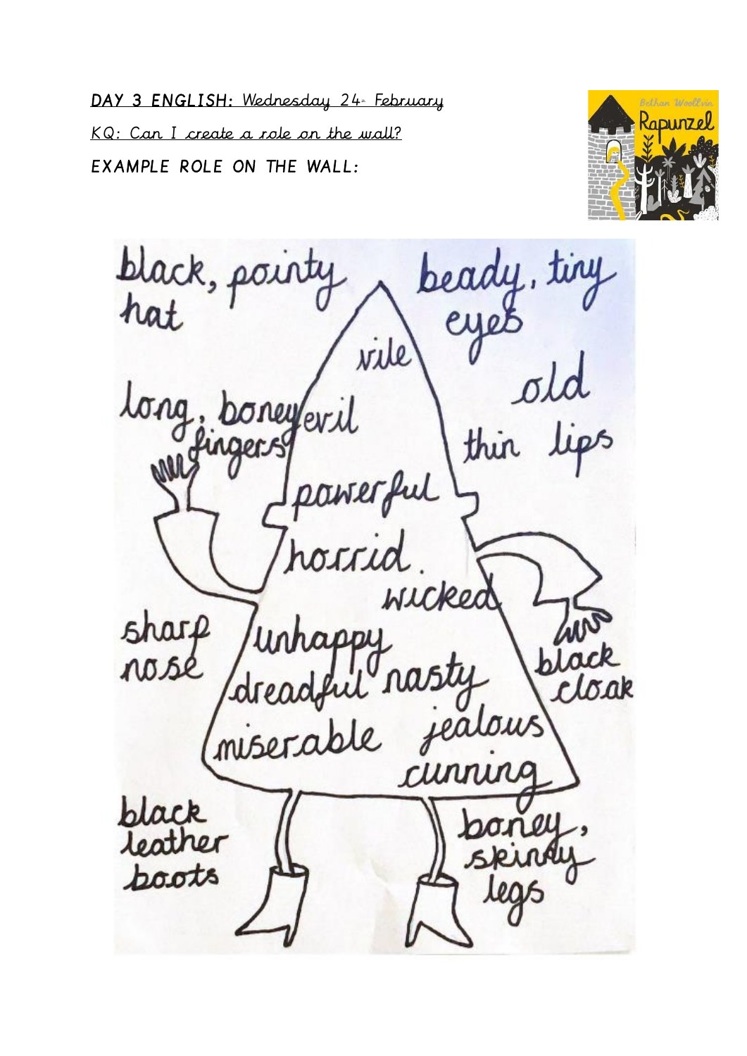**DAY 3 ENGLISH:** Wednesday 24th February

KQ: Can I create a role on the wall?

EXAMPLE ROLE ON THE WALL:

black, pointy hat

beady, tiny eyes

vile

old

long, boney fingers

evil

thin lips

powerful

horrid.

wicked

sharp nose

unhappy

black cloak

dreadful nasty

miserable jealous

cunning

black leather boots

boney, skinny legs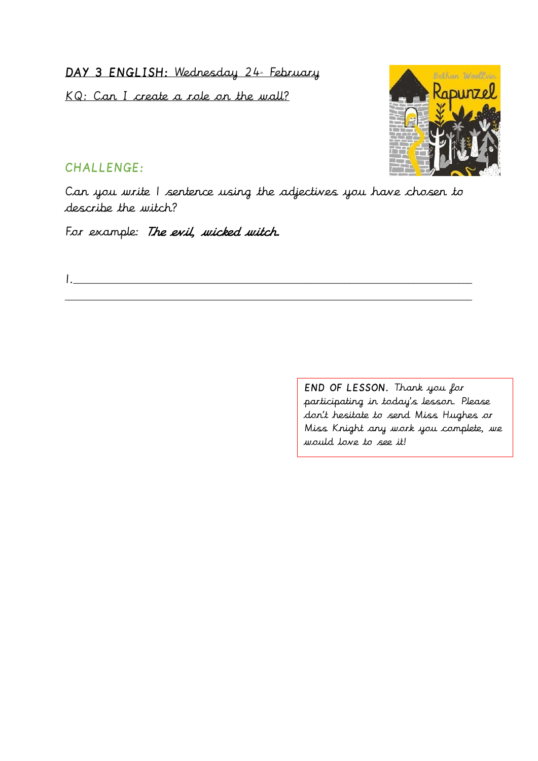**DAY 3 ENGLISH:** Wednesday 24th February

KQ: Can I create a role on the wall?

## CHALLENGE:

Can you write 1 sentence using the adjectives you have chosen to describe the witch?

For example: ***The evil, wicked witch.***

1.\_\_\_\_\_\_\_\_\_\_\_\_\_\_\_\_\_\_\_\_\_\_\_\_\_\_\_\_\_\_\_\_\_\_\_\_\_\_\_\_\_\_\_\_\_\_\_\_\_\_\_\_\_\_\_\_\_\_\_\_\_\_\_\_\_\_\_\_\_\_

\_\_\_\_\_\_\_\_\_\_\_\_\_\_\_\_\_\_\_\_\_\_\_\_\_\_\_\_\_\_\_\_\_\_\_\_\_\_\_\_\_\_\_\_\_\_\_\_\_\_\_\_\_\_\_\_\_\_\_\_\_\_\_\_\_\_\_\_\_\_\_\_

**END OF LESSON.** Thank you for participating in today's lesson. Please don't hesitate to send Miss Hughes or Miss Knight any work you complete, we would love to see it!